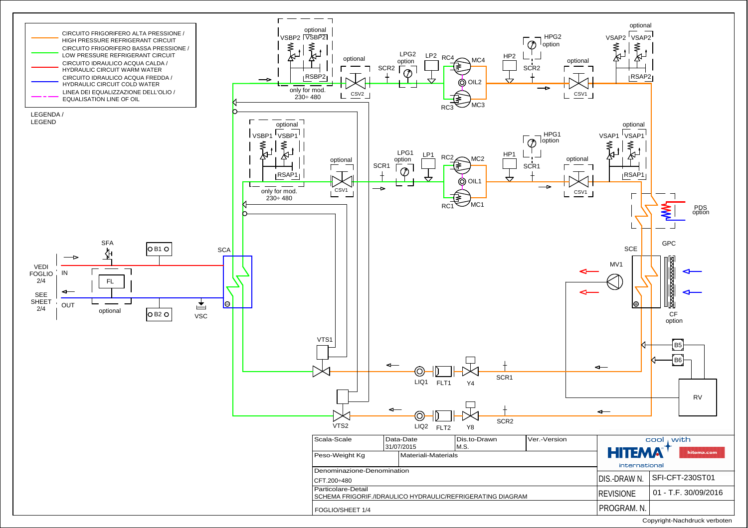## LEGENDA / LEGEND

| Line | Description |
| --- | --- |
| Orange | CIRCUITO FRIGORIFERO ALTA PRESSIONE / HIGH PRESSURE REFRIGERANT CIRCUIT |
| Green | CIRCUITO FRIGORIFERO BASSA PRESSIONE / LOW PRESSURE REFRIGERANT CIRCUIT |
| Red | CIRCUITO IDRAULICO ACQUA CALDA / HYDRAULIC CIRCUIT WARM WATER |
| Blue | CIRCUITO IDRAULICO ACQUA FREDDA / HYDRAULIC CIRCUIT COLD WATER |
| Magenta dash-dot | LINEA DEI EQUALIZZAZIONE DELL'OLIO / EQUALISATION LINE OF OIL |

VEDI FOGLIO 2/4 — SEE SHEET 2/4

IN / OUT

SFA, FL (optional), B1, B2, VSC, SCA

VSBP2 VSBP2 (optional), RSBP2 — only for mod. 230÷480

CSV2 (optional), SCR2, LPG2 option, LP2, RC4, MC4, OIL2, RC3, MC3, HP2, HPG2 option, SCR2, CSV1 (optional), VSAP2 VSAP2 (optional), RSAP2

VSBP1 VSBP1 (optional), RSAP1 — only for mod. 230÷480

CSV1 (optional), SCR1, LPG1 option, LP1, RC2, MC2, OIL1, RC1, MC1, HP1, HPG1 option, SCR1, CSV1 (optional), VSAP1 VSAP1 (optional), RSAP1

PDS option, SCE, GPC, MV1, CF option, B5, B6, RV

VTS1, LIQ1, FLT1, Y4, SCR1

VTS2, LIQ2, FLT2, Y8, SCR2

| Scala-Scale | Data-Date 31/07/2015 | Dis.to-Drawn M.S. | Ver.-Version |
| --- | --- | --- | --- |
| Peso-Weight Kg | Materiali-Materials | | |

Denominazione-Denomination
CFT.200÷480

Particolare-Detail
SCHEMA FRIGORIF./IDRAULICO HYDRAULIC/REFRIGERATING DIAGRAM

FOGLIO/SHEET 1/4

cool with HITEMA international — hitema.com

| DIS.-DRAW N. | SFI-CFT-230ST01 |
| --- | --- |
| REVISIONE | 01 - T.F. 30/09/2016 |
| PROGRAM. N. | |

Copyright-Nachdruck verboten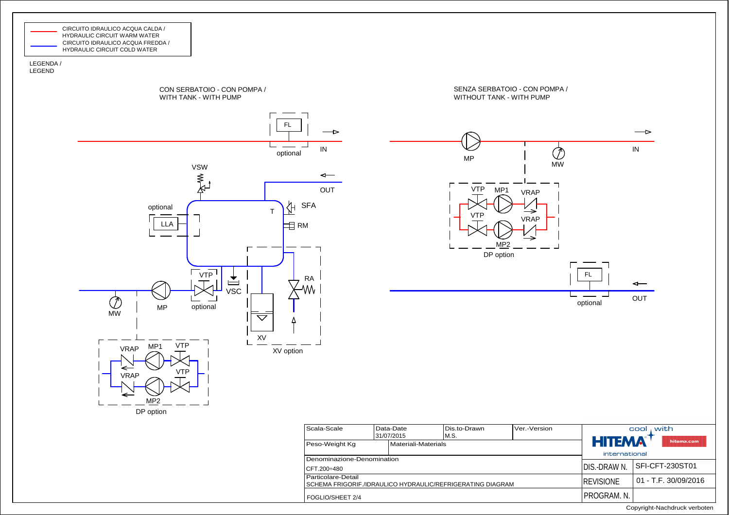| | |
|---|---|
| ——— (red) | CIRCUITO IDRAULICO ACQUA CALDA / HYDRAULIC CIRCUIT WARM WATER |
| ——— (blue) | CIRCUITO IDRAULICO ACQUA FREDDA / HYDRAULIC CIRCUIT COLD WATER |

LEGENDA / LEGEND

## CON SERBATOIO - CON POMPA / WITH TANK - WITH PUMP

FL — optional

IN

OUT

VSW

T

SFA

RM

optional — LLA

VTP — optional

VSC

MP

MW

RA

XV

XV option

VRAP, MP1, VTP, VRAP, VTP, MP2

DP option

## SENZA SERBATOIO - CON POMPA / WITHOUT TANK - WITH PUMP

MP

MW

IN

VTP, MP1, VRAP, VTP, VRAP, MP2

DP option

FL — optional

OUT

| Scala-Scale | Data-Date 31/07/2015 | Dis.to-Drawn M.S. | Ver.-Version | cool with HITEMA international hitema.com |
|---|---|---|---|---|
| Peso-Weight Kg | Materiali-Materials | | | |
| Denominazione-Denomination CFT.200÷480 | | | | DIS.-DRAW N. SFI-CFT-230ST01 |
| Particolare-Detail SCHEMA FRIGORIF./IDRAULICO HYDRAULIC/REFRIGERATING DIAGRAM | | | | REVISIONE 01 - T.F. 30/09/2016 |
| FOGLIO/SHEET 2/4 | | | | PROGRAM. N. |

Copyright-Nachdruck verboten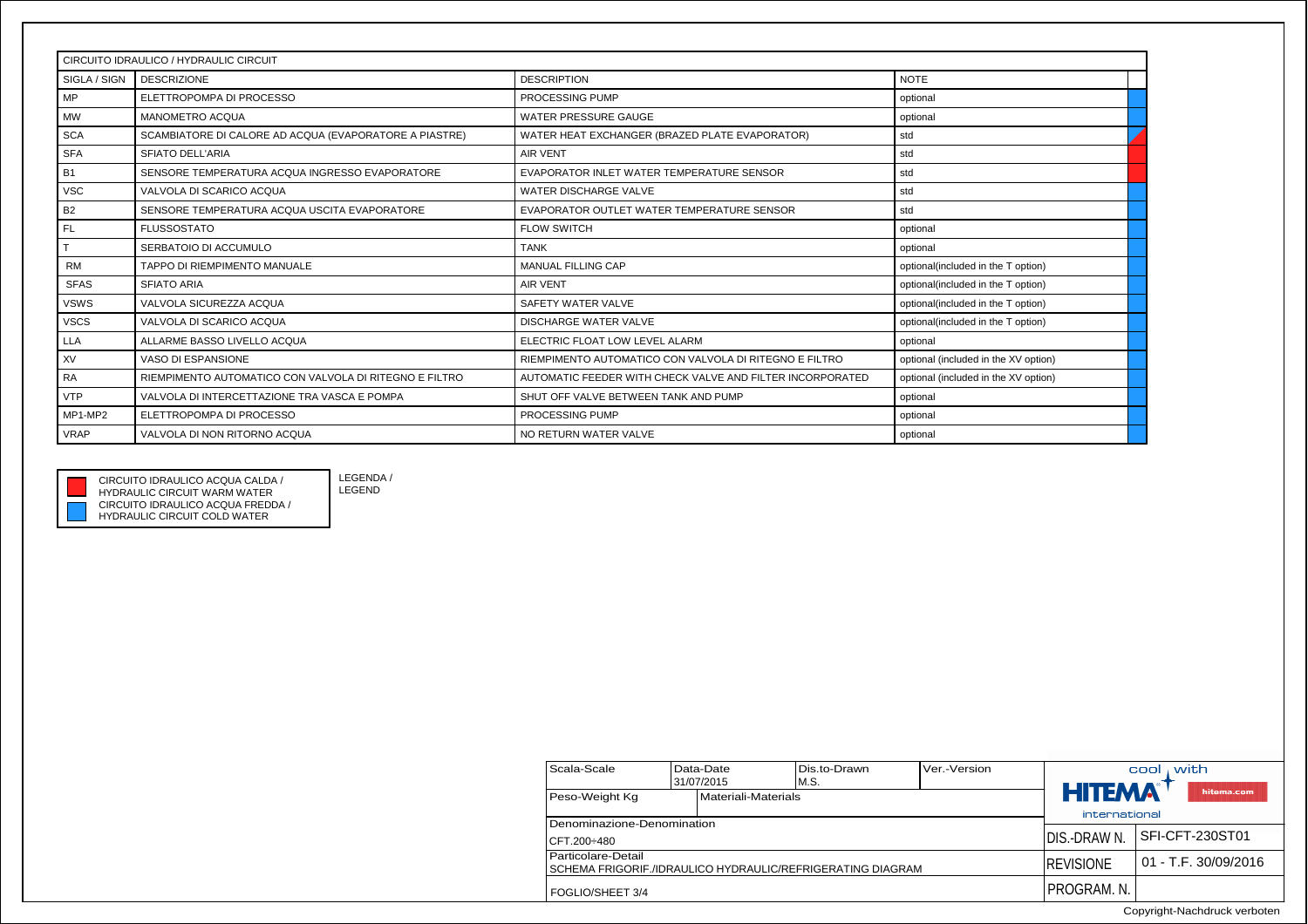| CIRCUITO IDRAULICO / HYDRAULIC CIRCUIT | | | | |
|---|---|---|---|---|
| SIGLA / SIGN | DESCRIZIONE | DESCRIPTION | NOTE | |
| MP | ELETTROPOMPA DI PROCESSO | PROCESSING PUMP | optional | |
| MW | MANOMETRO ACQUA | WATER PRESSURE GAUGE | optional | |
| SCA | SCAMBIATORE DI CALORE AD ACQUA (EVAPORATORE A PIASTRE) | WATER HEAT EXCHANGER (BRAZED PLATE EVAPORATOR) | std | |
| SFA | SFIATO DELL'ARIA | AIR VENT | std | |
| B1 | SENSORE TEMPERATURA ACQUA INGRESSO EVAPORATORE | EVAPORATOR INLET WATER TEMPERATURE SENSOR | std | |
| VSC | VALVOLA DI SCARICO ACQUA | WATER DISCHARGE VALVE | std | |
| B2 | SENSORE TEMPERATURA ACQUA USCITA EVAPORATORE | EVAPORATOR OUTLET WATER TEMPERATURE SENSOR | std | |
| FL | FLUSSOSTATO | FLOW SWITCH | optional | |
| T | SERBATOIO DI ACCUMULO | TANK | optional | |
| RM | TAPPO DI RIEMPIMENTO MANUALE | MANUAL FILLING CAP | optional(included in the T option) | |
| SFAS | SFIATO ARIA | AIR VENT | optional(included in the T option) | |
| VSWS | VALVOLA SICUREZZA ACQUA | SAFETY WATER VALVE | optional(included in the T option) | |
| VSCS | VALVOLA DI SCARICO ACQUA | DISCHARGE WATER VALVE | optional(included in the T option) | |
| LLA | ALLARME BASSO LIVELLO ACQUA | ELECTRIC FLOAT LOW LEVEL ALARM | optional | |
| XV | VASO DI ESPANSIONE | RIEMPIMENTO AUTOMATICO CON VALVOLA DI RITEGNO E FILTRO | optional (included in the XV option) | |
| RA | RIEMPIMENTO AUTOMATICO CON VALVOLA DI RITEGNO E FILTRO | AUTOMATIC FEEDER WITH CHECK VALVE AND FILTER INCORPORATED | optional (included in the XV option) | |
| VTP | VALVOLA DI INTERCETTAZIONE TRA VASCA E POMPA | SHUT OFF VALVE BETWEEN TANK AND PUMP | optional | |
| MP1-MP2 | ELETTROPOMPA DI PROCESSO | PROCESSING PUMP | optional | |
| VRAP | VALVOLA DI NON RITORNO ACQUA | NO RETURN WATER VALVE | optional | |

LEGENDA / LEGEND

- CIRCUITO IDRAULICO ACQUA CALDA / HYDRAULIC CIRCUIT WARM WATER
- CIRCUITO IDRAULICO ACQUA FREDDA / HYDRAULIC CIRCUIT COLD WATER

| Scala-Scale | Data-Date 31/07/2015 | Dis.to-Drawn M.S. | Ver.-Version |
|---|---|---|---|
| Peso-Weight Kg | Materiali-Materials | | |
| Denominazione-Denomination CFT.200÷480 | | | |
| Particolare-Detail SCHEMA FRIGORIF./IDRAULICO HYDRAULIC/REFRIGERATING DIAGRAM | | | |
| FOGLIO/SHEET 3/4 | | | |

HITEMA international — cool with — hitema.com

| | |
|---|---|
| DIS.-DRAW N. | SFI-CFT-230ST01 |
| REVISIONE | 01 - T.F. 30/09/2016 |
| PROGRAM. N. | |

Copyright-Nachdruck verboten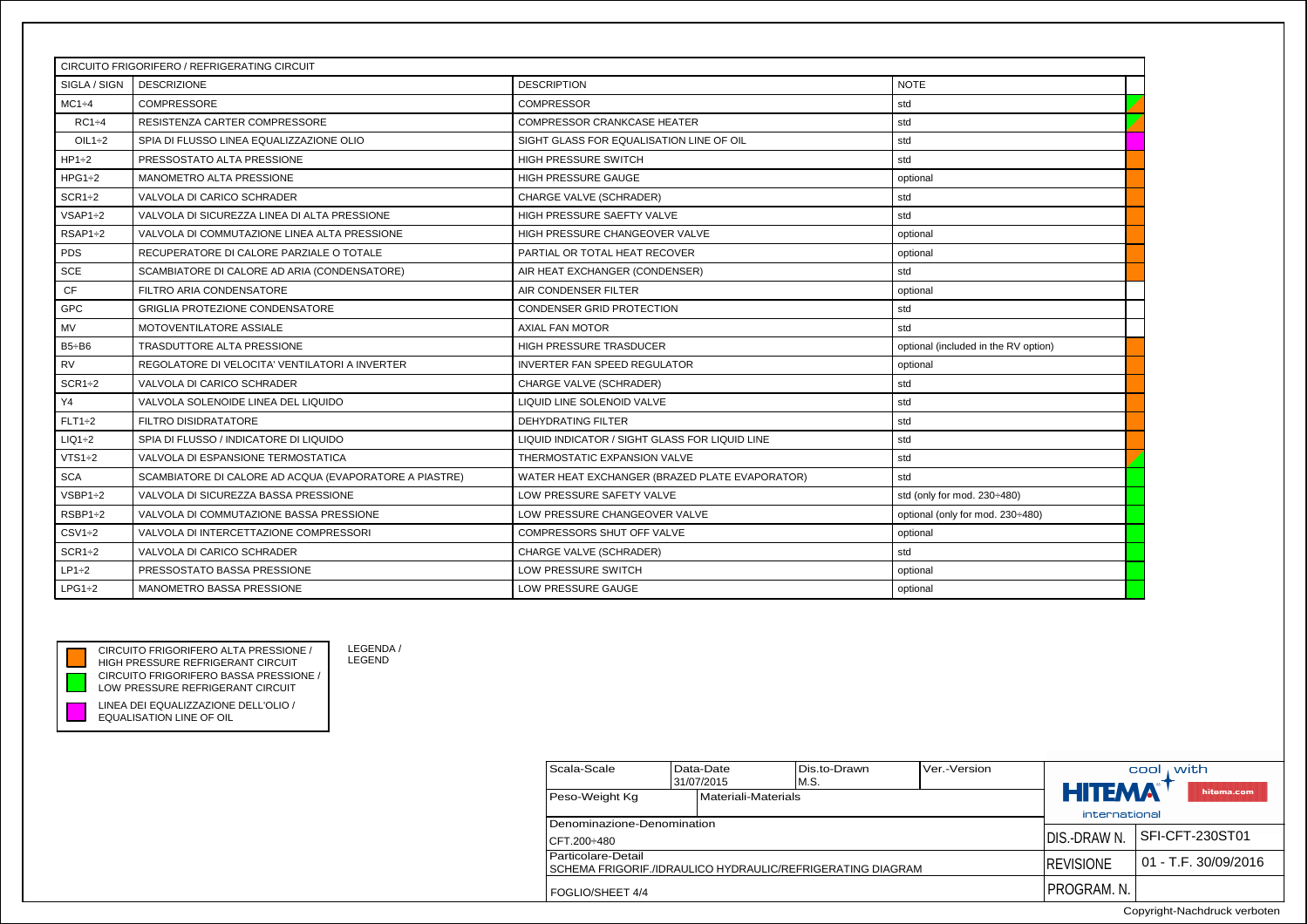| CIRCUITO FRIGORIFERO / REFRIGERATING CIRCUIT | | | |
|---|---|---|---|
| SIGLA / SIGN | DESCRIZIONE | DESCRIPTION | NOTE |
| MC1÷4 | COMPRESSORE | COMPRESSOR | std |
| RC1÷4 | RESISTENZA CARTER COMPRESSORE | COMPRESSOR CRANKCASE HEATER | std |
| OIL1÷2 | SPIA DI FLUSSO LINEA EQUALIZZAZIONE OLIO | SIGHT GLASS FOR EQUALISATION LINE OF OIL | std |
| HP1÷2 | PRESSOSTATO ALTA PRESSIONE | HIGH PRESSURE SWITCH | std |
| HPG1÷2 | MANOMETRO ALTA PRESSIONE | HIGH PRESSURE GAUGE | optional |
| SCR1÷2 | VALVOLA DI CARICO SCHRADER | CHARGE VALVE (SCHRADER) | std |
| VSAP1÷2 | VALVOLA DI SICUREZZA LINEA DI ALTA PRESSIONE | HIGH PRESSURE SAEFTY VALVE | std |
| RSAP1÷2 | VALVOLA DI COMMUTAZIONE LINEA ALTA PRESSIONE | HIGH PRESSURE CHANGEOVER VALVE | optional |
| PDS | RECUPERATORE DI CALORE PARZIALE O TOTALE | PARTIAL OR TOTAL HEAT RECOVER | optional |
| SCE | SCAMBIATORE DI CALORE AD ARIA (CONDENSATORE) | AIR HEAT EXCHANGER (CONDENSER) | std |
| CF | FILTRO ARIA CONDENSATORE | AIR CONDENSER FILTER | optional |
| GPC | GRIGLIA PROTEZIONE CONDENSATORE | CONDENSER GRID PROTECTION | std |
| MV | MOTOVENTILATORE ASSIALE | AXIAL FAN MOTOR | std |
| B5÷B6 | TRASDUTTORE ALTA PRESSIONE | HIGH PRESSURE TRASDUCER | optional (included in the RV option) |
| RV | REGOLATORE DI VELOCITA' VENTILATORI A INVERTER | INVERTER FAN SPEED REGULATOR | optional |
| SCR1÷2 | VALVOLA DI CARICO SCHRADER | CHARGE VALVE (SCHRADER) | std |
| Y4 | VALVOLA SOLENOIDE LINEA DEL LIQUIDO | LIQUID LINE SOLENOID VALVE | std |
| FLT1÷2 | FILTRO DISIDRATATORE | DEHYDRATING FILTER | std |
| LIQ1÷2 | SPIA DI FLUSSO / INDICATORE DI LIQUIDO | LIQUID INDICATOR / SIGHT GLASS FOR LIQUID LINE | std |
| VTS1÷2 | VALVOLA DI ESPANSIONE TERMOSTATICA | THERMOSTATIC EXPANSION VALVE | std |
| SCA | SCAMBIATORE DI CALORE AD ACQUA (EVAPORATORE A PIASTRE) | WATER HEAT EXCHANGER (BRAZED PLATE EVAPORATOR) | std |
| VSBP1÷2 | VALVOLA DI SICUREZZA BASSA PRESSIONE | LOW PRESSURE SAFETY VALVE | std (only for mod. 230÷480) |
| RSBP1÷2 | VALVOLA DI COMMUTAZIONE BASSA PRESSIONE | LOW PRESSURE CHANGEOVER VALVE | optional (only for mod. 230÷480) |
| CSV1÷2 | VALVOLA DI INTERCETTAZIONE COMPRESSORI | COMPRESSORS SHUT OFF VALVE | optional |
| SCR1÷2 | VALVOLA DI CARICO SCHRADER | CHARGE VALVE (SCHRADER) | std |
| LP1÷2 | PRESSOSTATO BASSA PRESSIONE | LOW PRESSURE SWITCH | optional |
| LPG1÷2 | MANOMETRO BASSA PRESSIONE | LOW PRESSURE GAUGE | optional |

LEGENDA / LEGEND

- CIRCUITO FRIGORIFERO ALTA PRESSIONE / HIGH PRESSURE REFRIGERANT CIRCUIT
- CIRCUITO FRIGORIFERO BASSA PRESSIONE / LOW PRESSURE REFRIGERANT CIRCUIT
- LINEA DEI EQUALIZZAZIONE DELL'OLIO / EQUALISATION LINE OF OIL

| Scala-Scale | Data-Date 31/07/2015 | Dis.to-Drawn M.S. | Ver.-Version |
|---|---|---|---|
| Peso-Weight Kg | Materiali-Materials | | |
| Denominazione-Denomination CFT.200÷480 | | | |
| Particolare-Detail SCHEMA FRIGORIF./IDRAULICO HYDRAULIC/REFRIGERATING DIAGRAM | | | |
| FOGLIO/SHEET 4/4 | | | |

cool with HITEMA international — hitema.com

| | |
|---|---|
| DIS.-DRAW N. | SFI-CFT-230ST01 |
| REVISIONE | 01 - T.F. 30/09/2016 |
| PROGRAM. N. | |

Copyright-Nachdruck verboten